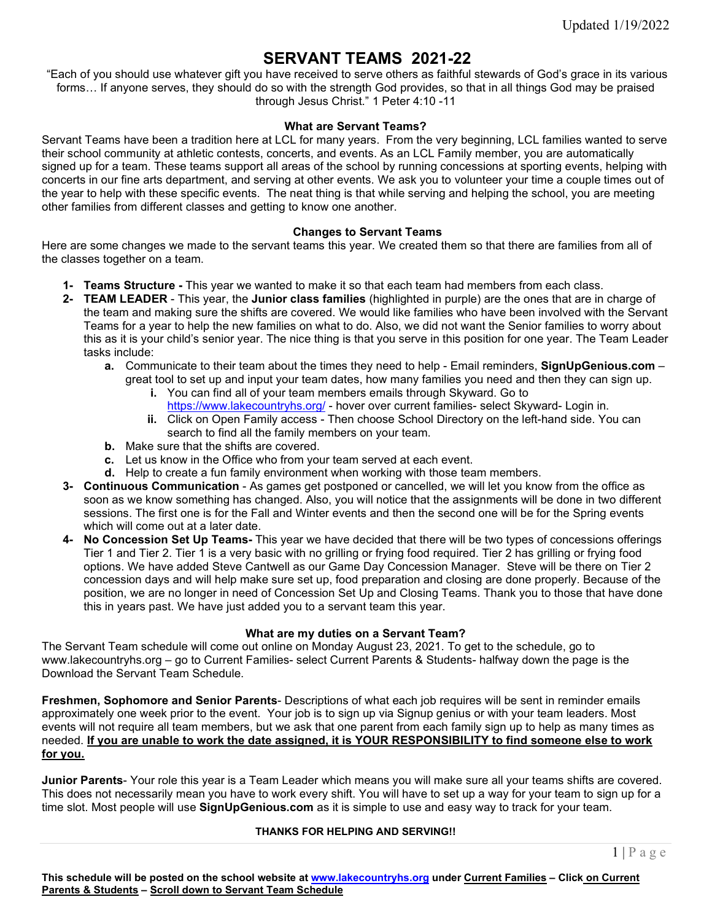Updated 1/19/2022

# SERVANT TEAMS 2021-22

"Each of you should use whatever gift you have received to serve others as faithful stewards of God's grace in its various forms… If anyone serves, they should do so with the strength God provides, so that in all things God may be praised through Jesus Christ." 1 Peter 4:10 -11

### What are Servant Teams?

Servant Teams have been a tradition here at LCL for many years. From the very beginning, LCL families wanted to serve their school community at athletic contests, concerts, and events. As an LCL Family member, you are automatically signed up for a team. These teams support all areas of the school by running concessions at sporting events, helping with concerts in our fine arts department, and serving at other events. We ask you to volunteer your time a couple times out of the year to help with these specific events. The neat thing is that while serving and helping the school, you are meeting other families from different classes and getting to know one another.

### Changes to Servant Teams

Here are some changes we made to the servant teams this year. We created them so that there are families from all of the classes together on a team.

1- **Teams Structure -** This year we wanted to make it so that each team had members from each class.
2- **TEAM LEADER** - This year, the **Junior class families** (highlighted in purple) are the ones that are in charge of the team and making sure the shifts are covered. We would like families who have been involved with the Servant Teams for a year to help the new families on what to do. Also, we did not want the Senior families to worry about this as it is your child's senior year. The nice thing is that you serve in this position for one year. The Team Leader tasks include:
   a. Communicate to their team about the times they need to help - Email reminders, **SignUpGenious.com** – great tool to set up and input your team dates, how many families you need and then they can sign up.
      i. You can find all of your team members emails through Skyward. Go to https://www.lakecountryhs.org/ - hover over current families- select Skyward- Login in.
      ii. Click on Open Family access - Then choose School Directory on the left-hand side. You can search to find all the family members on your team.
   b. Make sure that the shifts are covered.
   c. Let us know in the Office who from your team served at each event.
   d. Help to create a fun family environment when working with those team members.
3- **Continuous Communication** - As games get postponed or cancelled, we will let you know from the office as soon as we know something has changed. Also, you will notice that the assignments will be done in two different sessions. The first one is for the Fall and Winter events and then the second one will be for the Spring events which will come out at a later date.
4- **No Concession Set Up Teams-** This year we have decided that there will be two types of concessions offerings Tier 1 and Tier 2. Tier 1 is a very basic with no grilling or frying food required. Tier 2 has grilling or frying food options. We have added Steve Cantwell as our Game Day Concession Manager. Steve will be there on Tier 2 concession days and will help make sure set up, food preparation and closing are done properly. Because of the position, we are no longer in need of Concession Set Up and Closing Teams. Thank you to those that have done this in years past. We have just added you to a servant team this year.

### What are my duties on a Servant Team?

The Servant Team schedule will come out online on Monday August 23, 2021. To get to the schedule, go to www.lakecountryhs.org – go to Current Families- select Current Parents & Students- halfway down the page is the Download the Servant Team Schedule.

**Freshmen, Sophomore and Senior Parents**- Descriptions of what each job requires will be sent in reminder emails approximately one week prior to the event. Your job is to sign up via Signup genius or with your team leaders. Most events will not require all team members, but we ask that one parent from each family sign up to help as many times as needed. **<u>If you are unable to work the date assigned, it is YOUR RESPONSIBILITY to find someone else to work for you.</u>**

**Junior Parents**- Your role this year is a Team Leader which means you will make sure all your teams shifts are covered. This does not necessarily mean you have to work every shift. You will have to set up a way for your team to sign up for a time slot. Most people will use **SignUpGenious.com** as it is simple to use and easy way to track for your team.

**THANKS FOR HELPING AND SERVING!!**

**This schedule will be posted on the school website at <u>www.lakecountryhs.org</u> under <u>Current Families</u> – Click <u>on Current Parents & Students</u> – <u>Scroll down to Servant Team Schedule</u>**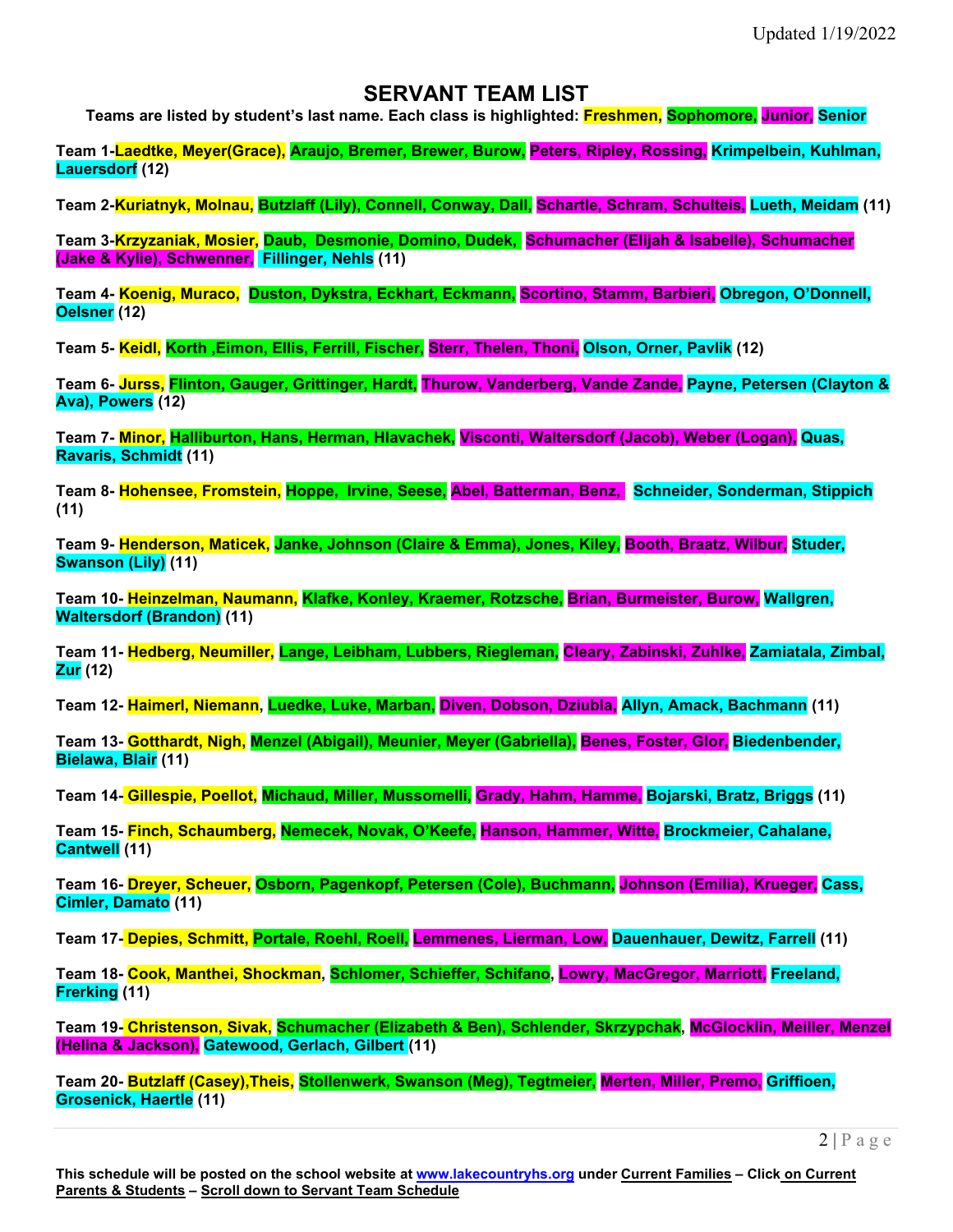Updated 1/19/2022

# SERVANT TEAM LIST

**Teams are listed by student's last name. Each class is highlighted: Freshmen, Sophomore, Junior, Senior**

**Team 1-Laedtke, Meyer(Grace), Araujo, Bremer, Brewer, Burow, Peters, Ripley, Rossing, Krimpelbein, Kuhlman, Lauersdorf (12)**

**Team 2-Kuriatnyk, Molnau, Butzlaff (Lily), Connell, Conway, Dall, Schartle, Schram, Schulteis, Lueth, Meidam (11)**

**Team 3-Krzyzaniak, Mosier, Daub, Desmonie, Domino, Dudek, Schumacher (Elijah & Isabelle), Schumacher (Jake & Kylie), Schwenner, Fillinger, Nehls (11)**

**Team 4- Koenig, Muraco, Duston, Dykstra, Eckhart, Eckmann, Scortino, Stamm, Barbieri, Obregon, O'Donnell, Oelsner (12)**

**Team 5- Keidl, Korth ,Eimon, Ellis, Ferrill, Fischer, Sterr, Thelen, Thoni, Olson, Orner, Pavlik (12)**

**Team 6- Jurss, Flinton, Gauger, Grittinger, Hardt, Thurow, Vanderberg, Vande Zande, Payne, Petersen (Clayton & Ava), Powers (12)**

**Team 7- Minor, Halliburton, Hans, Herman, Hlavachek, Visconti, Waltersdorf (Jacob), Weber (Logan), Quas, Ravaris, Schmidt (11)**

**Team 8- Hohensee, Fromstein, Hoppe, Irvine, Seese, Abel, Batterman, Benz, Schneider, Sonderman, Stippich (11)**

**Team 9- Henderson, Maticek, Janke, Johnson (Claire & Emma), Jones, Kiley, Booth, Braatz, Wilbur, Studer, Swanson (Lily) (11)**

**Team 10- Heinzelman, Naumann, Klafke, Konley, Kraemer, Rotzsche, Brian, Burmeister, Burow, Wallgren, Waltersdorf (Brandon) (11)**

**Team 11- Hedberg, Neumiller, Lange, Leibham, Lubbers, Riegleman, Cleary, Zabinski, Zuhlke, Zamiatala, Zimbal, Zur (12)**

**Team 12- Haimerl, Niemann, Luedke, Luke, Marban, Diven, Dobson, Dziubla, Allyn, Amack, Bachmann (11)**

**Team 13- Gotthardt, Nigh, Menzel (Abigail), Meunier, Meyer (Gabriella), Benes, Foster, Glor, Biedenbender, Bielawa, Blair (11)**

**Team 14- Gillespie, Poellot, Michaud, Miller, Mussomelli, Grady, Hahm, Hamme, Bojarski, Bratz, Briggs (11)**

**Team 15- Finch, Schaumberg, Nemecek, Novak, O'Keefe, Hanson, Hammer, Witte, Brockmeier, Cahalane, Cantwell (11)**

**Team 16- Dreyer, Scheuer, Osborn, Pagenkopf, Petersen (Cole), Buchmann, Johnson (Emilia), Krueger, Cass, Cimler, Damato (11)**

**Team 17- Depies, Schmitt, Portale, Roehl, Roell, Lemmenes, Lierman, Low, Dauenhauer, Dewitz, Farrell (11)**

**Team 18- Cook, Manthei, Shockman, Schlomer, Schieffer, Schifano, Lowry, MacGregor, Marriott, Freeland, Frerking (11)**

**Team 19- Christenson, Sivak, Schumacher (Elizabeth & Ben), Schlender, Skrzypchak, McGlocklin, Meiller, Menzel (Helina & Jackson), Gatewood, Gerlach, Gilbert (11)**

**Team 20- Butzlaff (Casey),Theis, Stollenwerk, Swanson (Meg), Tegtmeier, Merten, Miller, Premo, Griffioen, Grosenick, Haertle (11)**

**This schedule will be posted on the school website at www.lakecountryhs.org under Current Families – Click on Current Parents & Students – Scroll down to Servant Team Schedule**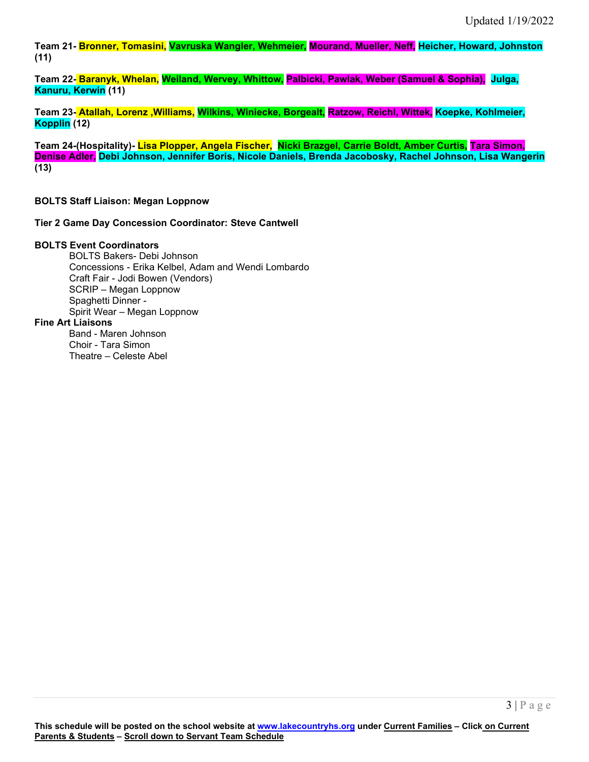**Team 21- Bronner, Tomasini, Vavruska Wangler, Wehmeier, Mourand, Mueller, Neff, Heicher, Howard, Johnston (11)**

**Team 22- Baranyk, Whelan, Weiland, Wervey, Whittow, Palbicki, Pawlak, Weber (Samuel & Sophia), Julga, Kanuru, Kerwin (11)**

**Team 23- Atallah, Lorenz ,Williams, Wilkins, Winiecke, Borgealt, Ratzow, Reichl, Wittek, Koepke, Kohlmeier, Kopplin (12)**

**Team 24-(Hospitality)- Lisa Plopper, Angela Fischer, Nicki Brazgel, Carrie Boldt, Amber Curtis, Tara Simon, Denise Adler, Debi Johnson, Jennifer Boris, Nicole Daniels, Brenda Jacobosky, Rachel Johnson, Lisa Wangerin (13)**

**BOLTS Staff Liaison: Megan Loppnow**

**Tier 2 Game Day Concession Coordinator: Steve Cantwell**

**BOLTS Event Coordinators**

- BOLTS Bakers- Debi Johnson
- Concessions - Erika Kelbel, Adam and Wendi Lombardo
- Craft Fair - Jodi Bowen (Vendors)
- SCRIP – Megan Loppnow
- Spaghetti Dinner -
- Spirit Wear – Megan Loppnow

**Fine Art Liaisons**

- Band - Maren Johnson
- Choir - Tara Simon
- Theatre – Celeste Abel

**This schedule will be posted on the school website at www.lakecountryhs.org under Current Families – Click on Current Parents & Students – Scroll down to Servant Team Schedule**